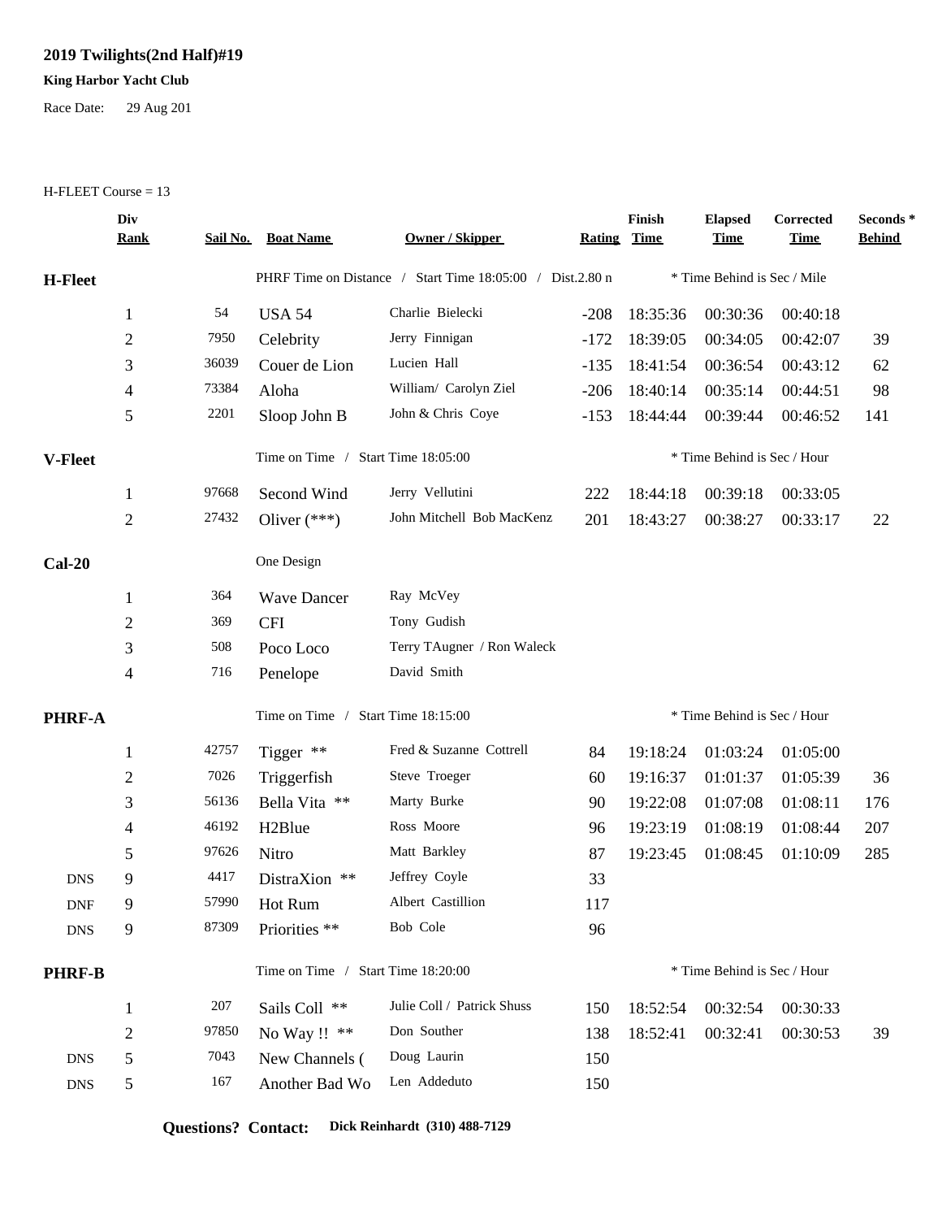## 2019 Twilights(2nd Half)#19

**King Harbor Yacht Club**

Race Date: 29 Aug 201

H-FLEET Course = 13

| | Div Rank | Sail No. | Boat Name | Owner / Skipper | Rating | Finish Time | Elapsed Time | Corrected Time | Seconds * Behind |
|---|---|---|---|---|---|---|---|---|---|
| **H-Fleet** | | | PHRF Time on Distance / Start Time 18:05:00 / Dist.2.80 n | | | * Time Behind is Sec / Mile | | | |
| | 1 | 54 | USA 54 | Charlie Bielecki | -208 | 18:35:36 | 00:30:36 | 00:40:18 | |
| | 2 | 7950 | Celebrity | Jerry Finnigan | -172 | 18:39:05 | 00:34:05 | 00:42:07 | 39 |
| | 3 | 36039 | Couer de Lion | Lucien Hall | -135 | 18:41:54 | 00:36:54 | 00:43:12 | 62 |
| | 4 | 73384 | Aloha | William/ Carolyn Ziel | -206 | 18:40:14 | 00:35:14 | 00:44:51 | 98 |
| | 5 | 2201 | Sloop John B | John & Chris Coye | -153 | 18:44:44 | 00:39:44 | 00:46:52 | 141 |
| **V-Fleet** | | | Time on Time / Start Time 18:05:00 | | | * Time Behind is Sec / Hour | | | |
| | 1 | 97668 | Second Wind | Jerry Vellutini | 222 | 18:44:18 | 00:39:18 | 00:33:05 | |
| | 2 | 27432 | Oliver (***) | John Mitchell Bob MacKenz | 201 | 18:43:27 | 00:38:27 | 00:33:17 | 22 |
| **Cal-20** | | | One Design | | | | | | |
| | 1 | 364 | Wave Dancer | Ray McVey | | | | | |
| | 2 | 369 | CFI | Tony Gudish | | | | | |
| | 3 | 508 | Poco Loco | Terry TAugner / Ron Waleck | | | | | |
| | 4 | 716 | Penelope | David Smith | | | | | |
| **PHRF-A** | | | Time on Time / Start Time 18:15:00 | | | * Time Behind is Sec / Hour | | | |
| | 1 | 42757 | Tigger ** | Fred & Suzanne Cottrell | 84 | 19:18:24 | 01:03:24 | 01:05:00 | |
| | 2 | 7026 | Triggerfish | Steve Troeger | 60 | 19:16:37 | 01:01:37 | 01:05:39 | 36 |
| | 3 | 56136 | Bella Vita ** | Marty Burke | 90 | 19:22:08 | 01:07:08 | 01:08:11 | 176 |
| | 4 | 46192 | H2Blue | Ross Moore | 96 | 19:23:19 | 01:08:19 | 01:08:44 | 207 |
| | 5 | 97626 | Nitro | Matt Barkley | 87 | 19:23:45 | 01:08:45 | 01:10:09 | 285 |
| DNS | 9 | 4417 | DistraXion ** | Jeffrey Coyle | 33 | | | | |
| DNF | 9 | 57990 | Hot Rum | Albert Castillion | 117 | | | | |
| DNS | 9 | 87309 | Priorities ** | Bob Cole | 96 | | | | |
| **PHRF-B** | | | Time on Time / Start Time 18:20:00 | | | * Time Behind is Sec / Hour | | | |
| | 1 | 207 | Sails Coll ** | Julie Coll / Patrick Shuss | 150 | 18:52:54 | 00:32:54 | 00:30:33 | |
| | 2 | 97850 | No Way !! ** | Don Souther | 138 | 18:52:41 | 00:32:41 | 00:30:53 | 39 |
| DNS | 5 | 7043 | New Channels ( | Doug Laurin | 150 | | | | |
| DNS | 5 | 167 | Another Bad Wo | Len Addeduto | 150 | | | | |

**Questions? Contact:** **Dick Reinhardt (310) 488-7129**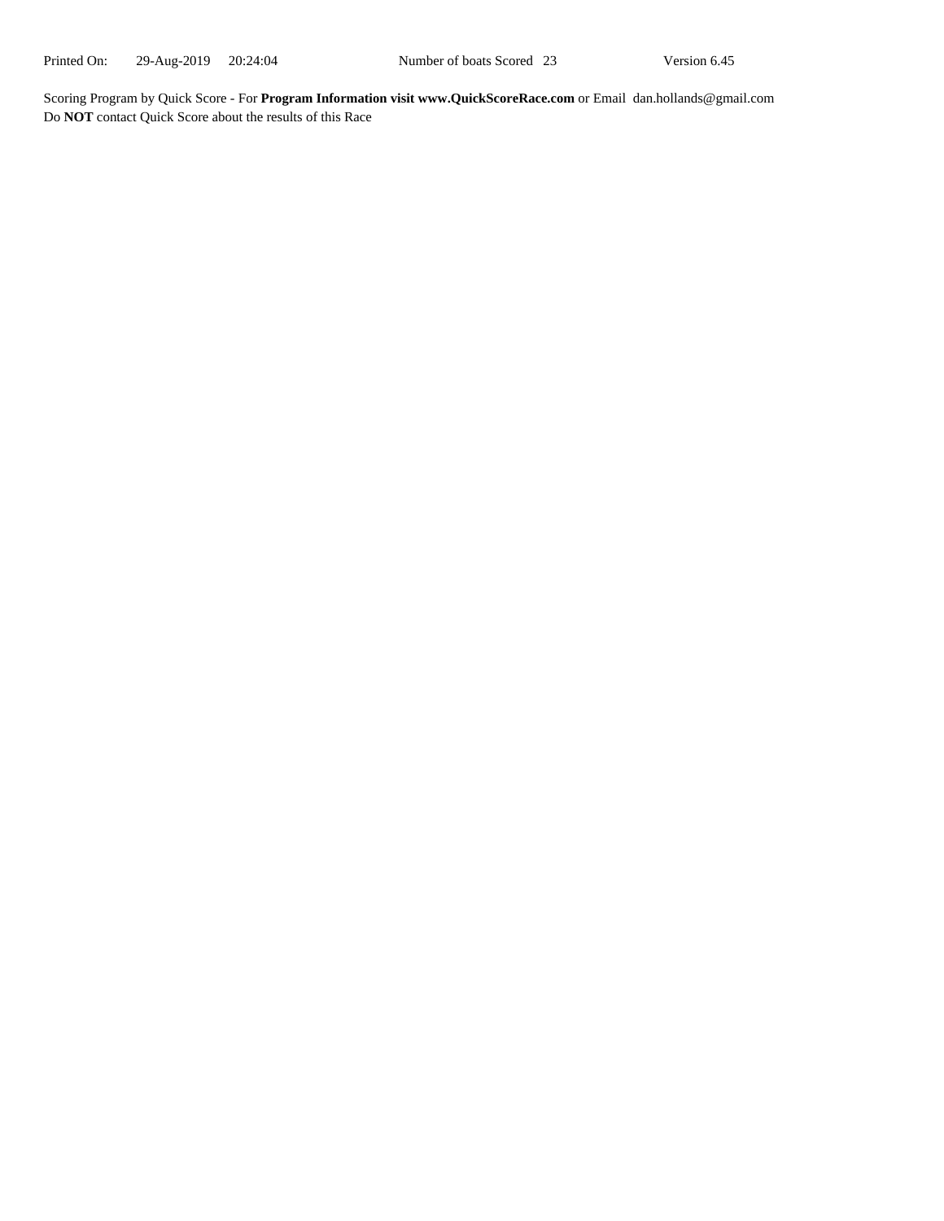Printed On: 29-Aug-2019 20:24:04 Number of boats Scored 23 Version 6.45

Scoring Program by Quick Score - For **Program Information visit www.QuickScoreRace.com** or Email dan.hollands@gmail.com
Do **NOT** contact Quick Score about the results of this Race